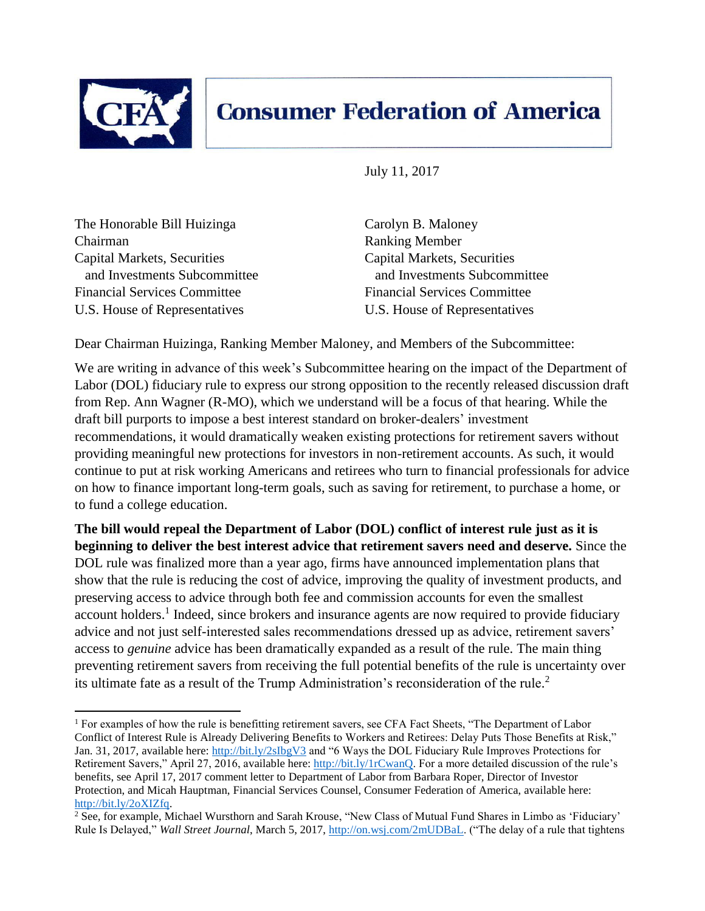# Consumer Federation of America

July 11, 2017

The Honorable Bill Huizinga
Chairman
Capital Markets, Securities
and Investments Subcommittee
Financial Services Committee
U.S. House of Representatives

Carolyn B. Maloney
Ranking Member
Capital Markets, Securities
and Investments Subcommittee
Financial Services Committee
U.S. House of Representatives

Dear Chairman Huizinga, Ranking Member Maloney, and Members of the Subcommittee:

We are writing in advance of this week's Subcommittee hearing on the impact of the Department of Labor (DOL) fiduciary rule to express our strong opposition to the recently released discussion draft from Rep. Ann Wagner (R-MO), which we understand will be a focus of that hearing. While the draft bill purports to impose a best interest standard on broker-dealers' investment recommendations, it would dramatically weaken existing protections for retirement savers without providing meaningful new protections for investors in non-retirement accounts. As such, it would continue to put at risk working Americans and retirees who turn to financial professionals for advice on how to finance important long-term goals, such as saving for retirement, to purchase a home, or to fund a college education.

**The bill would repeal the Department of Labor (DOL) conflict of interest rule just as it is beginning to deliver the best interest advice that retirement savers need and deserve.** Since the DOL rule was finalized more than a year ago, firms have announced implementation plans that show that the rule is reducing the cost of advice, improving the quality of investment products, and preserving access to advice through both fee and commission accounts for even the smallest account holders.[1] Indeed, since brokers and insurance agents are now required to provide fiduciary advice and not just self-interested sales recommendations dressed up as advice, retirement savers' access to *genuine* advice has been dramatically expanded as a result of the rule. The main thing preventing retirement savers from receiving the full potential benefits of the rule is uncertainty over its ultimate fate as a result of the Trump Administration's reconsideration of the rule.[2]

---

[1] For examples of how the rule is benefitting retirement savers, see CFA Fact Sheets, "The Department of Labor Conflict of Interest Rule is Already Delivering Benefits to Workers and Retirees: Delay Puts Those Benefits at Risk," Jan. 31, 2017, available here: http://bit.ly/2sIbgV3 and "6 Ways the DOL Fiduciary Rule Improves Protections for Retirement Savers," April 27, 2016, available here: http://bit.ly/1rCwanQ. For a more detailed discussion of the rule's benefits, see April 17, 2017 comment letter to Department of Labor from Barbara Roper, Director of Investor Protection, and Micah Hauptman, Financial Services Counsel, Consumer Federation of America, available here: http://bit.ly/2oXIZfq.

[2] See, for example, Michael Wursthorn and Sarah Krouse, "New Class of Mutual Fund Shares in Limbo as 'Fiduciary' Rule Is Delayed," *Wall Street Journal*, March 5, 2017, http://on.wsj.com/2mUDBaL. ("The delay of a rule that tightens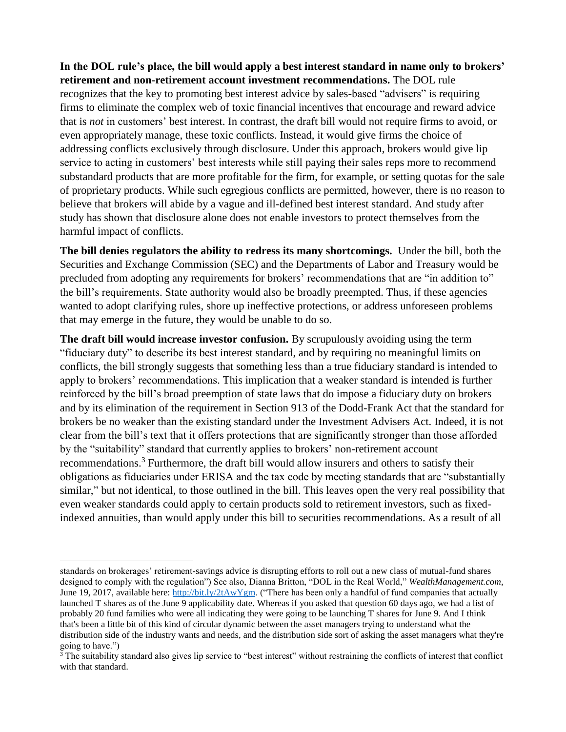**In the DOL rule's place, the bill would apply a best interest standard in name only to brokers' retirement and non-retirement account investment recommendations.** The DOL rule recognizes that the key to promoting best interest advice by sales-based "advisers" is requiring firms to eliminate the complex web of toxic financial incentives that encourage and reward advice that is *not* in customers' best interest. In contrast, the draft bill would not require firms to avoid, or even appropriately manage, these toxic conflicts. Instead, it would give firms the choice of addressing conflicts exclusively through disclosure. Under this approach, brokers would give lip service to acting in customers' best interests while still paying their sales reps more to recommend substandard products that are more profitable for the firm, for example, or setting quotas for the sale of proprietary products. While such egregious conflicts are permitted, however, there is no reason to believe that brokers will abide by a vague and ill-defined best interest standard. And study after study has shown that disclosure alone does not enable investors to protect themselves from the harmful impact of conflicts.

**The bill denies regulators the ability to redress its many shortcomings.** Under the bill, both the Securities and Exchange Commission (SEC) and the Departments of Labor and Treasury would be precluded from adopting any requirements for brokers' recommendations that are "in addition to" the bill's requirements. State authority would also be broadly preempted. Thus, if these agencies wanted to adopt clarifying rules, shore up ineffective protections, or address unforeseen problems that may emerge in the future, they would be unable to do so.

**The draft bill would increase investor confusion.** By scrupulously avoiding using the term "fiduciary duty" to describe its best interest standard, and by requiring no meaningful limits on conflicts, the bill strongly suggests that something less than a true fiduciary standard is intended to apply to brokers' recommendations. This implication that a weaker standard is intended is further reinforced by the bill's broad preemption of state laws that do impose a fiduciary duty on brokers and by its elimination of the requirement in Section 913 of the Dodd-Frank Act that the standard for brokers be no weaker than the existing standard under the Investment Advisers Act. Indeed, it is not clear from the bill's text that it offers protections that are significantly stronger than those afforded by the "suitability" standard that currently applies to brokers' non-retirement account recommendations.[3] Furthermore, the draft bill would allow insurers and others to satisfy their obligations as fiduciaries under ERISA and the tax code by meeting standards that are "substantially similar," but not identical, to those outlined in the bill. This leaves open the very real possibility that even weaker standards could apply to certain products sold to retirement investors, such as fixed-indexed annuities, than would apply under this bill to securities recommendations. As a result of all

---

standards on brokerages' retirement-savings advice is disrupting efforts to roll out a new class of mutual-fund shares designed to comply with the regulation") See also, Dianna Britton, "DOL in the Real World," *WealthManagement.com*, June 19, 2017, available here: http://bit.ly/2tAwYgm. ("There has been only a handful of fund companies that actually launched T shares as of the June 9 applicability date. Whereas if you asked that question 60 days ago, we had a list of probably 20 fund families who were all indicating they were going to be launching T shares for June 9. And I think that's been a little bit of this kind of circular dynamic between the asset managers trying to understand what the distribution side of the industry wants and needs, and the distribution side sort of asking the asset managers what they're going to have.")

[3] The suitability standard also gives lip service to "best interest" without restraining the conflicts of interest that conflict with that standard.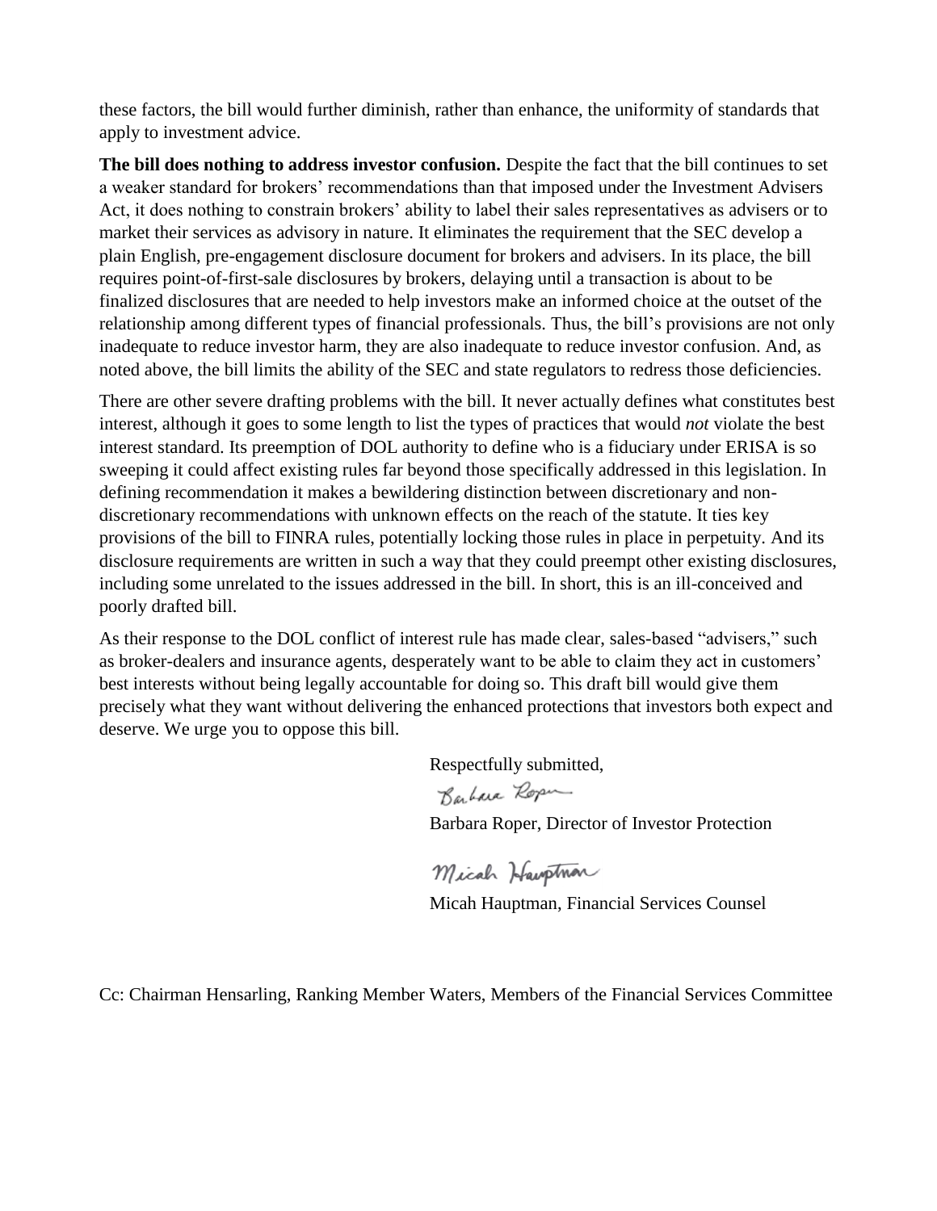these factors, the bill would further diminish, rather than enhance, the uniformity of standards that apply to investment advice.

**The bill does nothing to address investor confusion.** Despite the fact that the bill continues to set a weaker standard for brokers' recommendations than that imposed under the Investment Advisers Act, it does nothing to constrain brokers' ability to label their sales representatives as advisers or to market their services as advisory in nature. It eliminates the requirement that the SEC develop a plain English, pre-engagement disclosure document for brokers and advisers. In its place, the bill requires point-of-first-sale disclosures by brokers, delaying until a transaction is about to be finalized disclosures that are needed to help investors make an informed choice at the outset of the relationship among different types of financial professionals. Thus, the bill's provisions are not only inadequate to reduce investor harm, they are also inadequate to reduce investor confusion. And, as noted above, the bill limits the ability of the SEC and state regulators to redress those deficiencies.

There are other severe drafting problems with the bill. It never actually defines what constitutes best interest, although it goes to some length to list the types of practices that would *not* violate the best interest standard. Its preemption of DOL authority to define who is a fiduciary under ERISA is so sweeping it could affect existing rules far beyond those specifically addressed in this legislation. In defining recommendation it makes a bewildering distinction between discretionary and non-discretionary recommendations with unknown effects on the reach of the statute. It ties key provisions of the bill to FINRA rules, potentially locking those rules in place in perpetuity. And its disclosure requirements are written in such a way that they could preempt other existing disclosures, including some unrelated to the issues addressed in the bill. In short, this is an ill-conceived and poorly drafted bill.

As their response to the DOL conflict of interest rule has made clear, sales-based "advisers," such as broker-dealers and insurance agents, desperately want to be able to claim they act in customers' best interests without being legally accountable for doing so. This draft bill would give them precisely what they want without delivering the enhanced protections that investors both expect and deserve. We urge you to oppose this bill.

Respectfully submitted,

Barbara Roper

Barbara Roper, Director of Investor Protection

Micah Hauptman

Micah Hauptman, Financial Services Counsel

Cc: Chairman Hensarling, Ranking Member Waters, Members of the Financial Services Committee